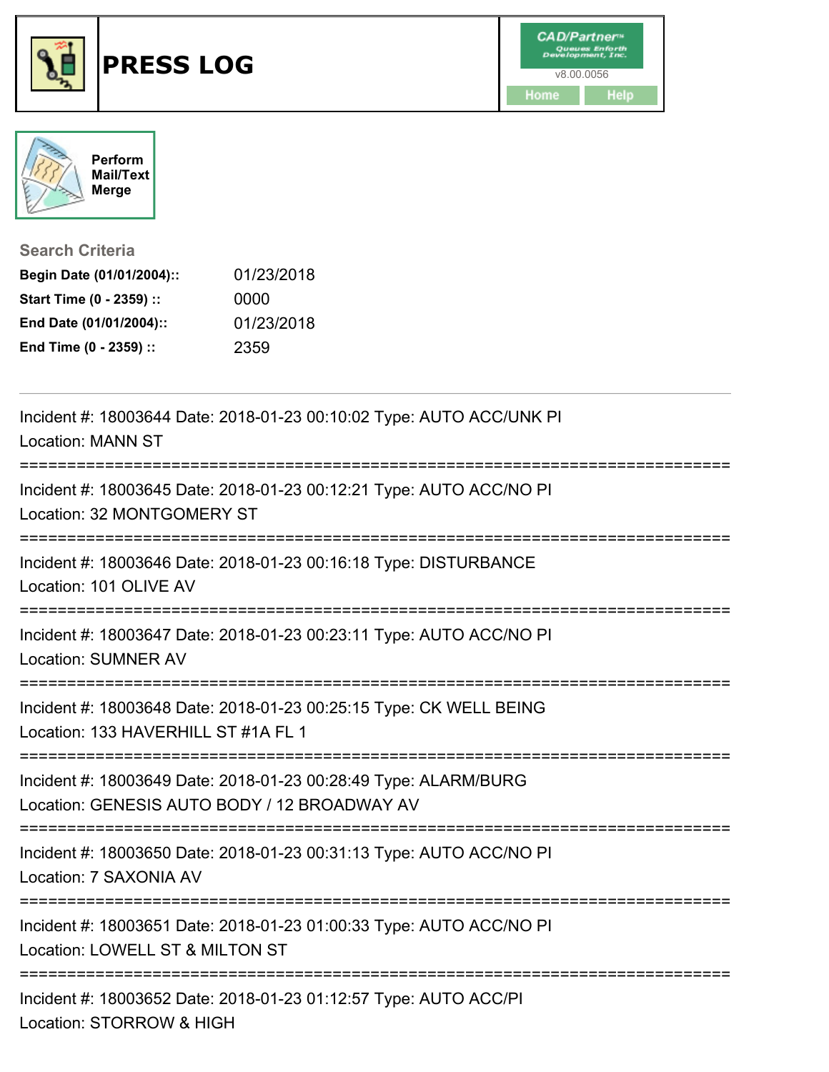# PRESS LOG

CAD/Partner™ v8.00.0056

Home Help

Perform Mail/Text Merge

## Search Criteria

**Begin Date (01/01/2004)::** 01/23/2018
**Start Time (0 - 2359) ::** 0000
**End Date (01/01/2004)::** 01/23/2018
**End Time (0 - 2359) ::** 2359

---

Incident #: 18003644 Date: 2018-01-23 00:10:02 Type: AUTO ACC/UNK PI
Location: MANN ST

===========================================================================

Incident #: 18003645 Date: 2018-01-23 00:12:21 Type: AUTO ACC/NO PI
Location: 32 MONTGOMERY ST

===========================================================================

Incident #: 18003646 Date: 2018-01-23 00:16:18 Type: DISTURBANCE
Location: 101 OLIVE AV

===========================================================================

Incident #: 18003647 Date: 2018-01-23 00:23:11 Type: AUTO ACC/NO PI
Location: SUMNER AV

===========================================================================

Incident #: 18003648 Date: 2018-01-23 00:25:15 Type: CK WELL BEING
Location: 133 HAVERHILL ST #1A FL 1

===========================================================================

Incident #: 18003649 Date: 2018-01-23 00:28:49 Type: ALARM/BURG
Location: GENESIS AUTO BODY / 12 BROADWAY AV

===========================================================================

Incident #: 18003650 Date: 2018-01-23 00:31:13 Type: AUTO ACC/NO PI
Location: 7 SAXONIA AV

===========================================================================

Incident #: 18003651 Date: 2018-01-23 01:00:33 Type: AUTO ACC/NO PI
Location: LOWELL ST & MILTON ST

===========================================================================

Incident #: 18003652 Date: 2018-01-23 01:12:57 Type: AUTO ACC/PI
Location: STORROW & HIGH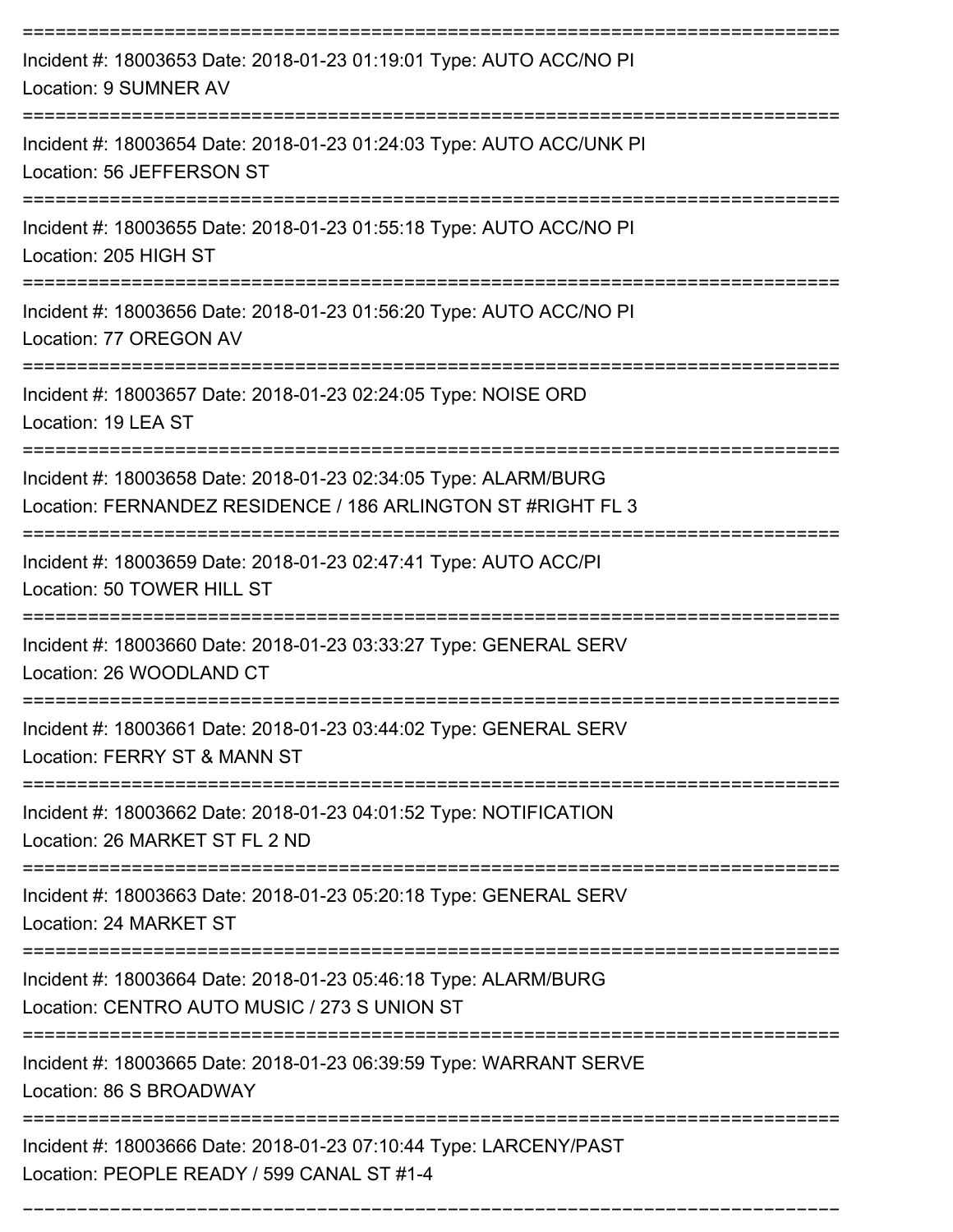===========================================================================
Incident #: 18003653 Date: 2018-01-23 01:19:01 Type: AUTO ACC/NO PI
Location: 9 SUMNER AV
===========================================================================
Incident #: 18003654 Date: 2018-01-23 01:24:03 Type: AUTO ACC/UNK PI
Location: 56 JEFFERSON ST
===========================================================================
Incident #: 18003655 Date: 2018-01-23 01:55:18 Type: AUTO ACC/NO PI
Location: 205 HIGH ST
===========================================================================
Incident #: 18003656 Date: 2018-01-23 01:56:20 Type: AUTO ACC/NO PI
Location: 77 OREGON AV
===========================================================================
Incident #: 18003657 Date: 2018-01-23 02:24:05 Type: NOISE ORD
Location: 19 LEA ST
===========================================================================
Incident #: 18003658 Date: 2018-01-23 02:34:05 Type: ALARM/BURG
Location: FERNANDEZ RESIDENCE / 186 ARLINGTON ST #RIGHT FL 3
===========================================================================
Incident #: 18003659 Date: 2018-01-23 02:47:41 Type: AUTO ACC/PI
Location: 50 TOWER HILL ST
===========================================================================
Incident #: 18003660 Date: 2018-01-23 03:33:27 Type: GENERAL SERV
Location: 26 WOODLAND CT
===========================================================================
Incident #: 18003661 Date: 2018-01-23 03:44:02 Type: GENERAL SERV
Location: FERRY ST & MANN ST
===========================================================================
Incident #: 18003662 Date: 2018-01-23 04:01:52 Type: NOTIFICATION
Location: 26 MARKET ST FL 2 ND
===========================================================================
Incident #: 18003663 Date: 2018-01-23 05:20:18 Type: GENERAL SERV
Location: 24 MARKET ST
===========================================================================
Incident #: 18003664 Date: 2018-01-23 05:46:18 Type: ALARM/BURG
Location: CENTRO AUTO MUSIC / 273 S UNION ST
===========================================================================
Incident #: 18003665 Date: 2018-01-23 06:39:59 Type: WARRANT SERVE
Location: 86 S BROADWAY
===========================================================================
Incident #: 18003666 Date: 2018-01-23 07:10:44 Type: LARCENY/PAST
Location: PEOPLE READY / 599 CANAL ST #1-4
===========================================================================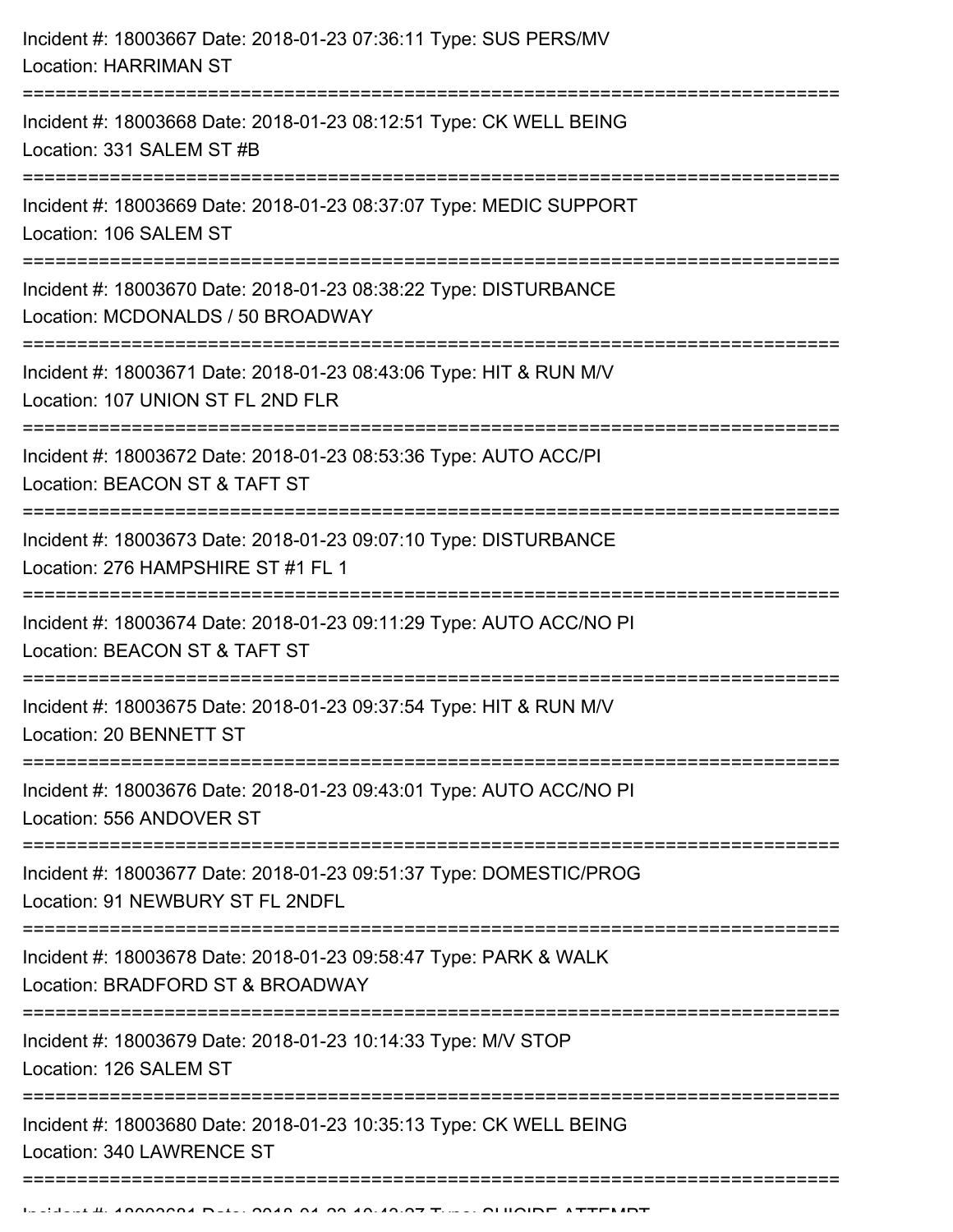Incident #: 18003667 Date: 2018-01-23 07:36:11 Type: SUS PERS/MV
Location: HARRIMAN ST

===========================================================================

Incident #: 18003668 Date: 2018-01-23 08:12:51 Type: CK WELL BEING
Location: 331 SALEM ST #B

===========================================================================

Incident #: 18003669 Date: 2018-01-23 08:37:07 Type: MEDIC SUPPORT
Location: 106 SALEM ST

===========================================================================

Incident #: 18003670 Date: 2018-01-23 08:38:22 Type: DISTURBANCE
Location: MCDONALDS / 50 BROADWAY

===========================================================================

Incident #: 18003671 Date: 2018-01-23 08:43:06 Type: HIT & RUN M/V
Location: 107 UNION ST FL 2ND FLR

===========================================================================

Incident #: 18003672 Date: 2018-01-23 08:53:36 Type: AUTO ACC/PI
Location: BEACON ST & TAFT ST

===========================================================================

Incident #: 18003673 Date: 2018-01-23 09:07:10 Type: DISTURBANCE
Location: 276 HAMPSHIRE ST #1 FL 1

===========================================================================

Incident #: 18003674 Date: 2018-01-23 09:11:29 Type: AUTO ACC/NO PI
Location: BEACON ST & TAFT ST

===========================================================================

Incident #: 18003675 Date: 2018-01-23 09:37:54 Type: HIT & RUN M/V
Location: 20 BENNETT ST

===========================================================================

Incident #: 18003676 Date: 2018-01-23 09:43:01 Type: AUTO ACC/NO PI
Location: 556 ANDOVER ST

===========================================================================

Incident #: 18003677 Date: 2018-01-23 09:51:37 Type: DOMESTIC/PROG
Location: 91 NEWBURY ST FL 2NDFL

===========================================================================

Incident #: 18003678 Date: 2018-01-23 09:58:47 Type: PARK & WALK
Location: BRADFORD ST & BROADWAY

===========================================================================

Incident #: 18003679 Date: 2018-01-23 10:14:33 Type: M/V STOP
Location: 126 SALEM ST

===========================================================================

Incident #: 18003680 Date: 2018-01-23 10:35:13 Type: CK WELL BEING
Location: 340 LAWRENCE ST

===========================================================================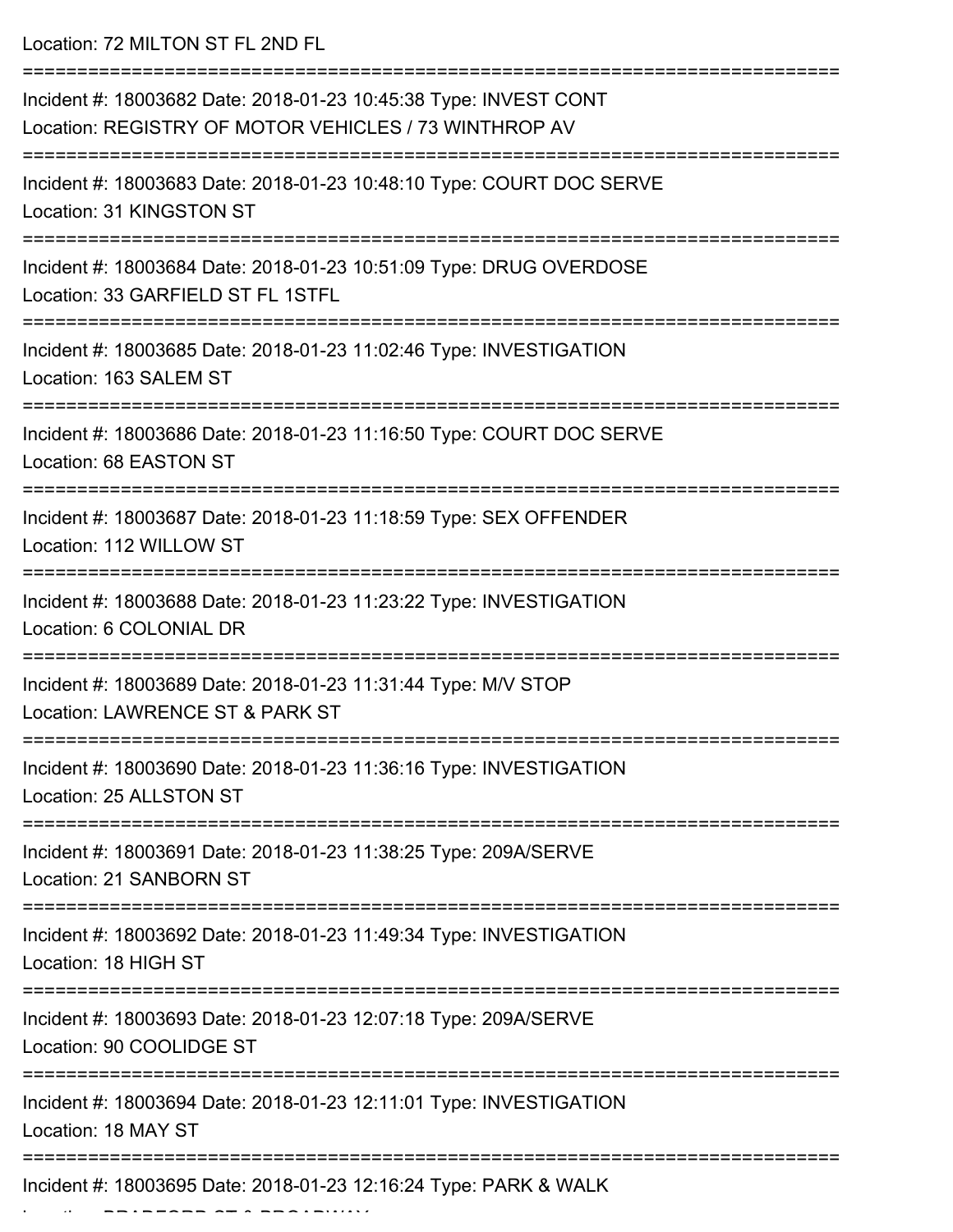Location: 72 MILTON ST FL 2ND FL

===========================================================================

Incident #: 18003682 Date: 2018-01-23 10:45:38 Type: INVEST CONT

Location: REGISTRY OF MOTOR VEHICLES / 73 WINTHROP AV

===========================================================================

Incident #: 18003683 Date: 2018-01-23 10:48:10 Type: COURT DOC SERVE

Location: 31 KINGSTON ST

===========================================================================

Incident #: 18003684 Date: 2018-01-23 10:51:09 Type: DRUG OVERDOSE

Location: 33 GARFIELD ST FL 1STFL

===========================================================================

Incident #: 18003685 Date: 2018-01-23 11:02:46 Type: INVESTIGATION

Location: 163 SALEM ST

===========================================================================

Incident #: 18003686 Date: 2018-01-23 11:16:50 Type: COURT DOC SERVE

Location: 68 EASTON ST

===========================================================================

Incident #: 18003687 Date: 2018-01-23 11:18:59 Type: SEX OFFENDER

Location: 112 WILLOW ST

===========================================================================

Incident #: 18003688 Date: 2018-01-23 11:23:22 Type: INVESTIGATION

Location: 6 COLONIAL DR

===========================================================================

Incident #: 18003689 Date: 2018-01-23 11:31:44 Type: M/V STOP

Location: LAWRENCE ST & PARK ST

===========================================================================

Incident #: 18003690 Date: 2018-01-23 11:36:16 Type: INVESTIGATION

Location: 25 ALLSTON ST

===========================================================================

Incident #: 18003691 Date: 2018-01-23 11:38:25 Type: 209A/SERVE

Location: 21 SANBORN ST

===========================================================================

Incident #: 18003692 Date: 2018-01-23 11:49:34 Type: INVESTIGATION

Location: 18 HIGH ST

===========================================================================

Incident #: 18003693 Date: 2018-01-23 12:07:18 Type: 209A/SERVE

Location: 90 COOLIDGE ST

===========================================================================

Incident #: 18003694 Date: 2018-01-23 12:11:01 Type: INVESTIGATION

Location: 18 MAY ST

===========================================================================

Incident #: 18003695 Date: 2018-01-23 12:16:24 Type: PARK & WALK

Location: BRADFORD ST & BROADWAY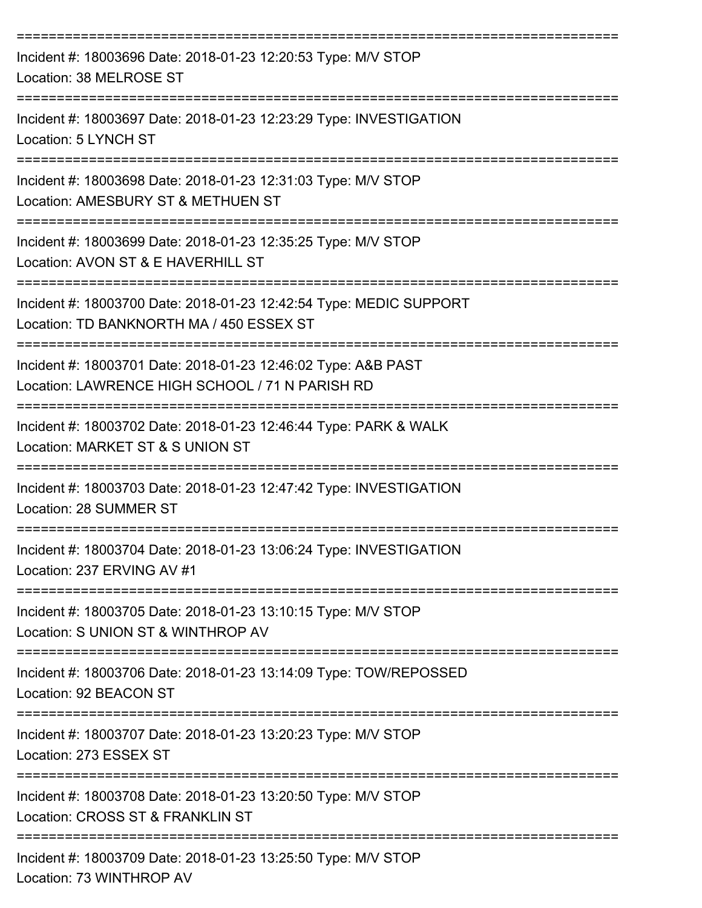===========================================================================

Incident #: 18003696 Date: 2018-01-23 12:20:53 Type: M/V STOP
Location: 38 MELROSE ST

===========================================================================

Incident #: 18003697 Date: 2018-01-23 12:23:29 Type: INVESTIGATION
Location: 5 LYNCH ST

===========================================================================

Incident #: 18003698 Date: 2018-01-23 12:31:03 Type: M/V STOP
Location: AMESBURY ST & METHUEN ST

===========================================================================

Incident #: 18003699 Date: 2018-01-23 12:35:25 Type: M/V STOP
Location: AVON ST & E HAVERHILL ST

===========================================================================

Incident #: 18003700 Date: 2018-01-23 12:42:54 Type: MEDIC SUPPORT
Location: TD BANKNORTH MA / 450 ESSEX ST

===========================================================================

Incident #: 18003701 Date: 2018-01-23 12:46:02 Type: A&B PAST
Location: LAWRENCE HIGH SCHOOL / 71 N PARISH RD

===========================================================================

Incident #: 18003702 Date: 2018-01-23 12:46:44 Type: PARK & WALK
Location: MARKET ST & S UNION ST

===========================================================================

Incident #: 18003703 Date: 2018-01-23 12:47:42 Type: INVESTIGATION
Location: 28 SUMMER ST

===========================================================================

Incident #: 18003704 Date: 2018-01-23 13:06:24 Type: INVESTIGATION
Location: 237 ERVING AV #1

===========================================================================

Incident #: 18003705 Date: 2018-01-23 13:10:15 Type: M/V STOP
Location: S UNION ST & WINTHROP AV

===========================================================================

Incident #: 18003706 Date: 2018-01-23 13:14:09 Type: TOW/REPOSSED
Location: 92 BEACON ST

===========================================================================

Incident #: 18003707 Date: 2018-01-23 13:20:23 Type: M/V STOP
Location: 273 ESSEX ST

===========================================================================

Incident #: 18003708 Date: 2018-01-23 13:20:50 Type: M/V STOP
Location: CROSS ST & FRANKLIN ST

===========================================================================

Incident #: 18003709 Date: 2018-01-23 13:25:50 Type: M/V STOP
Location: 73 WINTHROP AV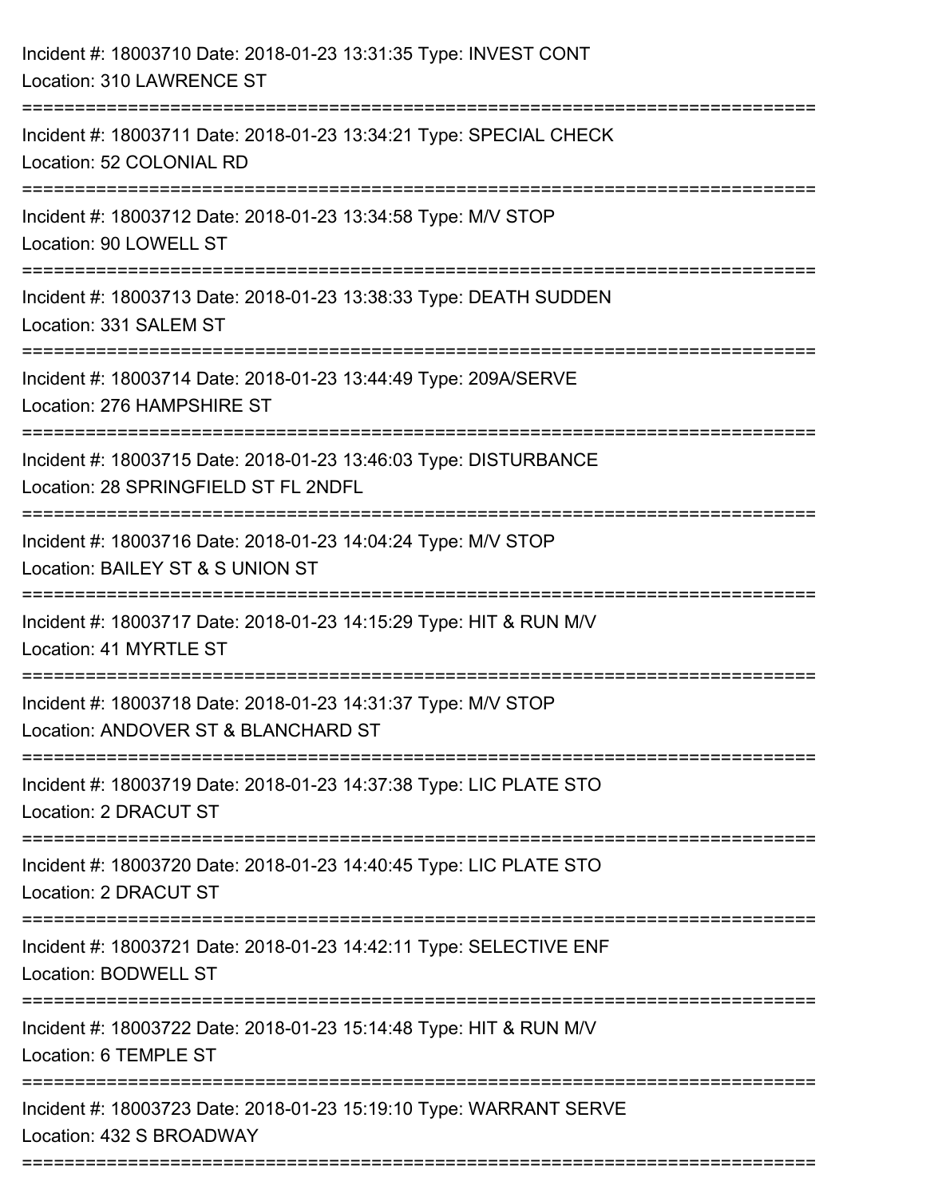Incident #: 18003710 Date: 2018-01-23 13:31:35 Type: INVEST CONT
Location: 310 LAWRENCE ST

===========================================================================

Incident #: 18003711 Date: 2018-01-23 13:34:21 Type: SPECIAL CHECK
Location: 52 COLONIAL RD

===========================================================================

Incident #: 18003712 Date: 2018-01-23 13:34:58 Type: M/V STOP
Location: 90 LOWELL ST

===========================================================================

Incident #: 18003713 Date: 2018-01-23 13:38:33 Type: DEATH SUDDEN
Location: 331 SALEM ST

===========================================================================

Incident #: 18003714 Date: 2018-01-23 13:44:49 Type: 209A/SERVE
Location: 276 HAMPSHIRE ST

===========================================================================

Incident #: 18003715 Date: 2018-01-23 13:46:03 Type: DISTURBANCE
Location: 28 SPRINGFIELD ST FL 2NDFL

===========================================================================

Incident #: 18003716 Date: 2018-01-23 14:04:24 Type: M/V STOP
Location: BAILEY ST & S UNION ST

===========================================================================

Incident #: 18003717 Date: 2018-01-23 14:15:29 Type: HIT & RUN M/V
Location: 41 MYRTLE ST

===========================================================================

Incident #: 18003718 Date: 2018-01-23 14:31:37 Type: M/V STOP
Location: ANDOVER ST & BLANCHARD ST

===========================================================================

Incident #: 18003719 Date: 2018-01-23 14:37:38 Type: LIC PLATE STO
Location: 2 DRACUT ST

===========================================================================

Incident #: 18003720 Date: 2018-01-23 14:40:45 Type: LIC PLATE STO
Location: 2 DRACUT ST

===========================================================================

Incident #: 18003721 Date: 2018-01-23 14:42:11 Type: SELECTIVE ENF
Location: BODWELL ST

===========================================================================

Incident #: 18003722 Date: 2018-01-23 15:14:48 Type: HIT & RUN M/V
Location: 6 TEMPLE ST

===========================================================================

Incident #: 18003723 Date: 2018-01-23 15:19:10 Type: WARRANT SERVE
Location: 432 S BROADWAY

===========================================================================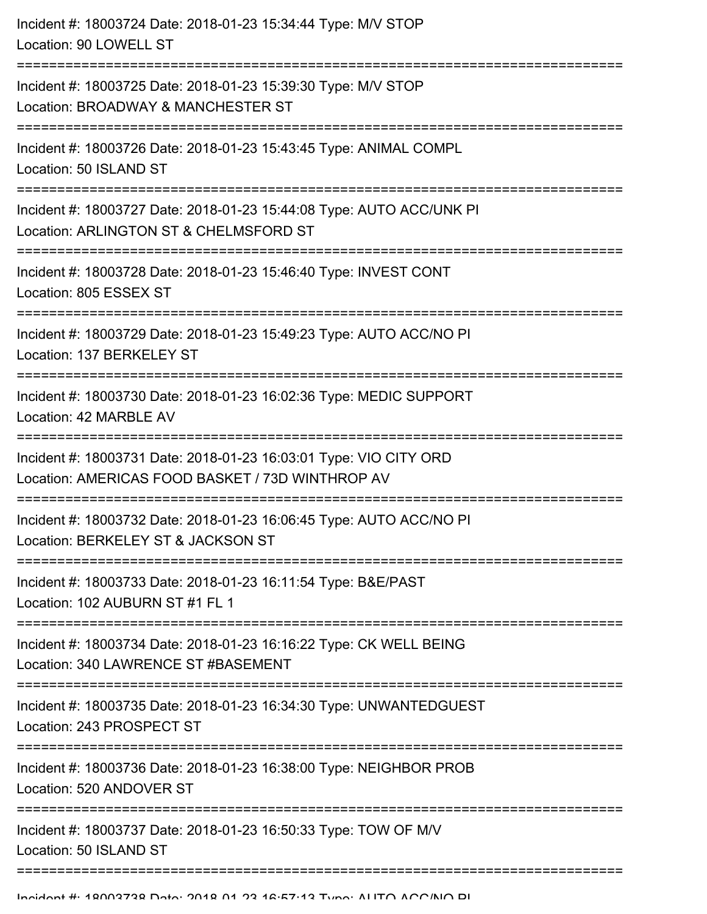Incident #: 18003724 Date: 2018-01-23 15:34:44 Type: M/V STOP
Location: 90 LOWELL ST

===========================================================================

Incident #: 18003725 Date: 2018-01-23 15:39:30 Type: M/V STOP
Location: BROADWAY & MANCHESTER ST

===========================================================================

Incident #: 18003726 Date: 2018-01-23 15:43:45 Type: ANIMAL COMPL
Location: 50 ISLAND ST

===========================================================================

Incident #: 18003727 Date: 2018-01-23 15:44:08 Type: AUTO ACC/UNK PI
Location: ARLINGTON ST & CHELMSFORD ST

===========================================================================

Incident #: 18003728 Date: 2018-01-23 15:46:40 Type: INVEST CONT
Location: 805 ESSEX ST

===========================================================================

Incident #: 18003729 Date: 2018-01-23 15:49:23 Type: AUTO ACC/NO PI
Location: 137 BERKELEY ST

===========================================================================

Incident #: 18003730 Date: 2018-01-23 16:02:36 Type: MEDIC SUPPORT
Location: 42 MARBLE AV

===========================================================================

Incident #: 18003731 Date: 2018-01-23 16:03:01 Type: VIO CITY ORD
Location: AMERICAS FOOD BASKET / 73D WINTHROP AV

===========================================================================

Incident #: 18003732 Date: 2018-01-23 16:06:45 Type: AUTO ACC/NO PI
Location: BERKELEY ST & JACKSON ST

===========================================================================

Incident #: 18003733 Date: 2018-01-23 16:11:54 Type: B&E/PAST
Location: 102 AUBURN ST #1 FL 1

===========================================================================

Incident #: 18003734 Date: 2018-01-23 16:16:22 Type: CK WELL BEING
Location: 340 LAWRENCE ST #BASEMENT

===========================================================================

Incident #: 18003735 Date: 2018-01-23 16:34:30 Type: UNWANTEDGUEST
Location: 243 PROSPECT ST

===========================================================================

Incident #: 18003736 Date: 2018-01-23 16:38:00 Type: NEIGHBOR PROB
Location: 520 ANDOVER ST

===========================================================================

Incident #: 18003737 Date: 2018-01-23 16:50:33 Type: TOW OF M/V
Location: 50 ISLAND ST

===========================================================================

Incident #: 18003738 Date: 2018-01-23 16:57:13 Type: AUTO ACC/NO PI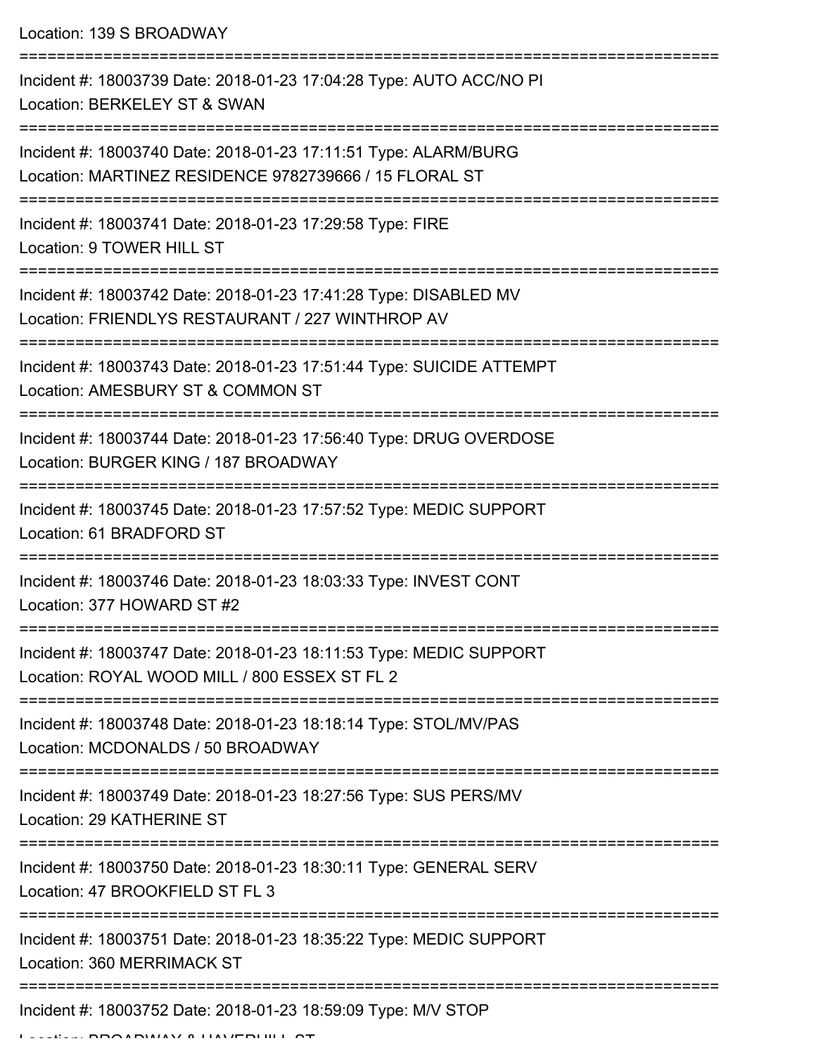Location: 139 S BROADWAY

===========================================================================

Incident #: 18003739 Date: 2018-01-23 17:04:28 Type: AUTO ACC/NO PI

Location: BERKELEY ST & SWAN

===========================================================================

Incident #: 18003740 Date: 2018-01-23 17:11:51 Type: ALARM/BURG

Location: MARTINEZ RESIDENCE 9782739666 / 15 FLORAL ST

===========================================================================

Incident #: 18003741 Date: 2018-01-23 17:29:58 Type: FIRE

Location: 9 TOWER HILL ST

===========================================================================

Incident #: 18003742 Date: 2018-01-23 17:41:28 Type: DISABLED MV

Location: FRIENDLYS RESTAURANT / 227 WINTHROP AV

===========================================================================

Incident #: 18003743 Date: 2018-01-23 17:51:44 Type: SUICIDE ATTEMPT

Location: AMESBURY ST & COMMON ST

===========================================================================

Incident #: 18003744 Date: 2018-01-23 17:56:40 Type: DRUG OVERDOSE

Location: BURGER KING / 187 BROADWAY

===========================================================================

Incident #: 18003745 Date: 2018-01-23 17:57:52 Type: MEDIC SUPPORT

Location: 61 BRADFORD ST

===========================================================================

Incident #: 18003746 Date: 2018-01-23 18:03:33 Type: INVEST CONT

Location: 377 HOWARD ST #2

===========================================================================

Incident #: 18003747 Date: 2018-01-23 18:11:53 Type: MEDIC SUPPORT

Location: ROYAL WOOD MILL / 800 ESSEX ST FL 2

===========================================================================

Incident #: 18003748 Date: 2018-01-23 18:18:14 Type: STOL/MV/PAS

Location: MCDONALDS / 50 BROADWAY

===========================================================================

Incident #: 18003749 Date: 2018-01-23 18:27:56 Type: SUS PERS/MV

Location: 29 KATHERINE ST

===========================================================================

Incident #: 18003750 Date: 2018-01-23 18:30:11 Type: GENERAL SERV

Location: 47 BROOKFIELD ST FL 3

===========================================================================

Incident #: 18003751 Date: 2018-01-23 18:35:22 Type: MEDIC SUPPORT

Location: 360 MERRIMACK ST

===========================================================================

Incident #: 18003752 Date: 2018-01-23 18:59:09 Type: M/V STOP

Location: BROADWAY & HAVERHILL ST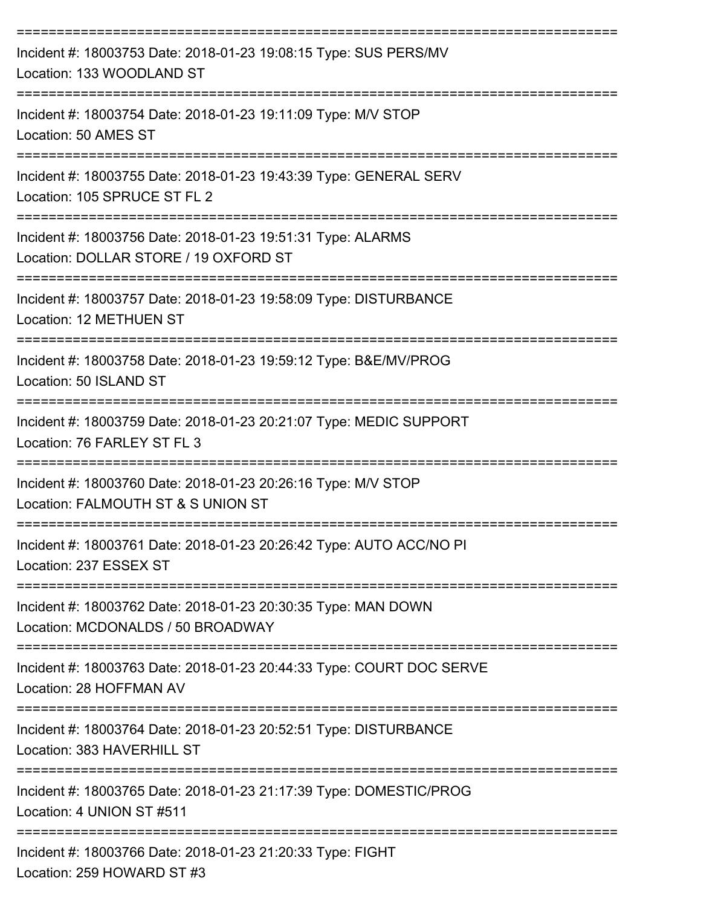===========================================================================

Incident #: 18003753 Date: 2018-01-23 19:08:15 Type: SUS PERS/MV
Location: 133 WOODLAND ST

===========================================================================

Incident #: 18003754 Date: 2018-01-23 19:11:09 Type: M/V STOP
Location: 50 AMES ST

===========================================================================

Incident #: 18003755 Date: 2018-01-23 19:43:39 Type: GENERAL SERV
Location: 105 SPRUCE ST FL 2

===========================================================================

Incident #: 18003756 Date: 2018-01-23 19:51:31 Type: ALARMS
Location: DOLLAR STORE / 19 OXFORD ST

===========================================================================

Incident #: 18003757 Date: 2018-01-23 19:58:09 Type: DISTURBANCE
Location: 12 METHUEN ST

===========================================================================

Incident #: 18003758 Date: 2018-01-23 19:59:12 Type: B&E/MV/PROG
Location: 50 ISLAND ST

===========================================================================

Incident #: 18003759 Date: 2018-01-23 20:21:07 Type: MEDIC SUPPORT
Location: 76 FARLEY ST FL 3

===========================================================================

Incident #: 18003760 Date: 2018-01-23 20:26:16 Type: M/V STOP
Location: FALMOUTH ST & S UNION ST

===========================================================================

Incident #: 18003761 Date: 2018-01-23 20:26:42 Type: AUTO ACC/NO PI
Location: 237 ESSEX ST

===========================================================================

Incident #: 18003762 Date: 2018-01-23 20:30:35 Type: MAN DOWN
Location: MCDONALDS / 50 BROADWAY

===========================================================================

Incident #: 18003763 Date: 2018-01-23 20:44:33 Type: COURT DOC SERVE
Location: 28 HOFFMAN AV

===========================================================================

Incident #: 18003764 Date: 2018-01-23 20:52:51 Type: DISTURBANCE
Location: 383 HAVERHILL ST

===========================================================================

Incident #: 18003765 Date: 2018-01-23 21:17:39 Type: DOMESTIC/PROG
Location: 4 UNION ST #511

===========================================================================

Incident #: 18003766 Date: 2018-01-23 21:20:33 Type: FIGHT
Location: 259 HOWARD ST #3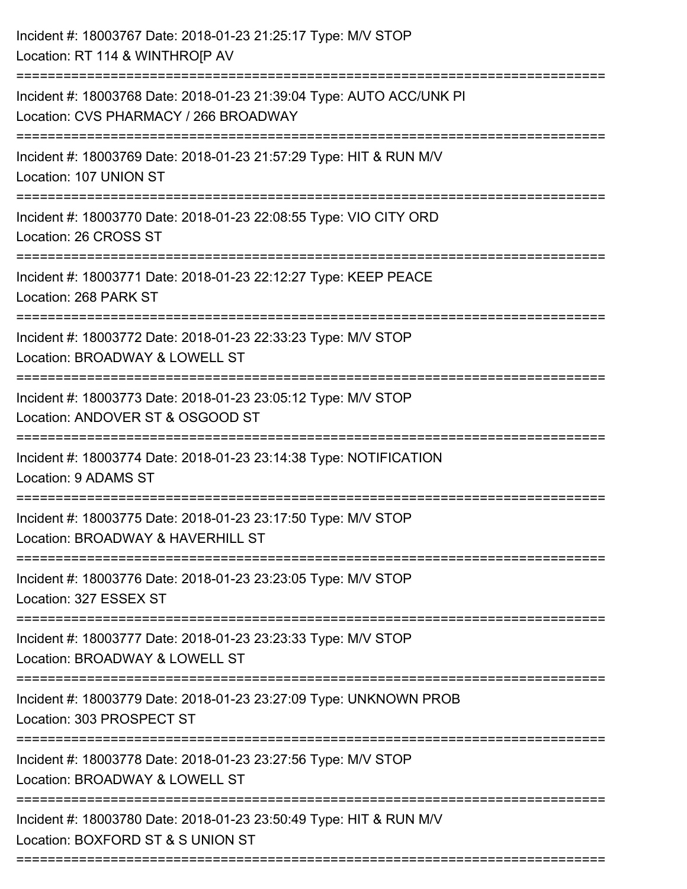Incident #: 18003767 Date: 2018-01-23 21:25:17 Type: M/V STOP
Location: RT 114 & WINTHRO[P AV

===========================================================================

Incident #: 18003768 Date: 2018-01-23 21:39:04 Type: AUTO ACC/UNK PI
Location: CVS PHARMACY / 266 BROADWAY

===========================================================================

Incident #: 18003769 Date: 2018-01-23 21:57:29 Type: HIT & RUN M/V
Location: 107 UNION ST

===========================================================================

Incident #: 18003770 Date: 2018-01-23 22:08:55 Type: VIO CITY ORD
Location: 26 CROSS ST

===========================================================================

Incident #: 18003771 Date: 2018-01-23 22:12:27 Type: KEEP PEACE
Location: 268 PARK ST

===========================================================================

Incident #: 18003772 Date: 2018-01-23 22:33:23 Type: M/V STOP
Location: BROADWAY & LOWELL ST

===========================================================================

Incident #: 18003773 Date: 2018-01-23 23:05:12 Type: M/V STOP
Location: ANDOVER ST & OSGOOD ST

===========================================================================

Incident #: 18003774 Date: 2018-01-23 23:14:38 Type: NOTIFICATION
Location: 9 ADAMS ST

===========================================================================

Incident #: 18003775 Date: 2018-01-23 23:17:50 Type: M/V STOP
Location: BROADWAY & HAVERHILL ST

===========================================================================

Incident #: 18003776 Date: 2018-01-23 23:23:05 Type: M/V STOP
Location: 327 ESSEX ST

===========================================================================

Incident #: 18003777 Date: 2018-01-23 23:23:33 Type: M/V STOP
Location: BROADWAY & LOWELL ST

===========================================================================

Incident #: 18003779 Date: 2018-01-23 23:27:09 Type: UNKNOWN PROB
Location: 303 PROSPECT ST

===========================================================================

Incident #: 18003778 Date: 2018-01-23 23:27:56 Type: M/V STOP
Location: BROADWAY & LOWELL ST

===========================================================================

Incident #: 18003780 Date: 2018-01-23 23:50:49 Type: HIT & RUN M/V
Location: BOXFORD ST & S UNION ST

===========================================================================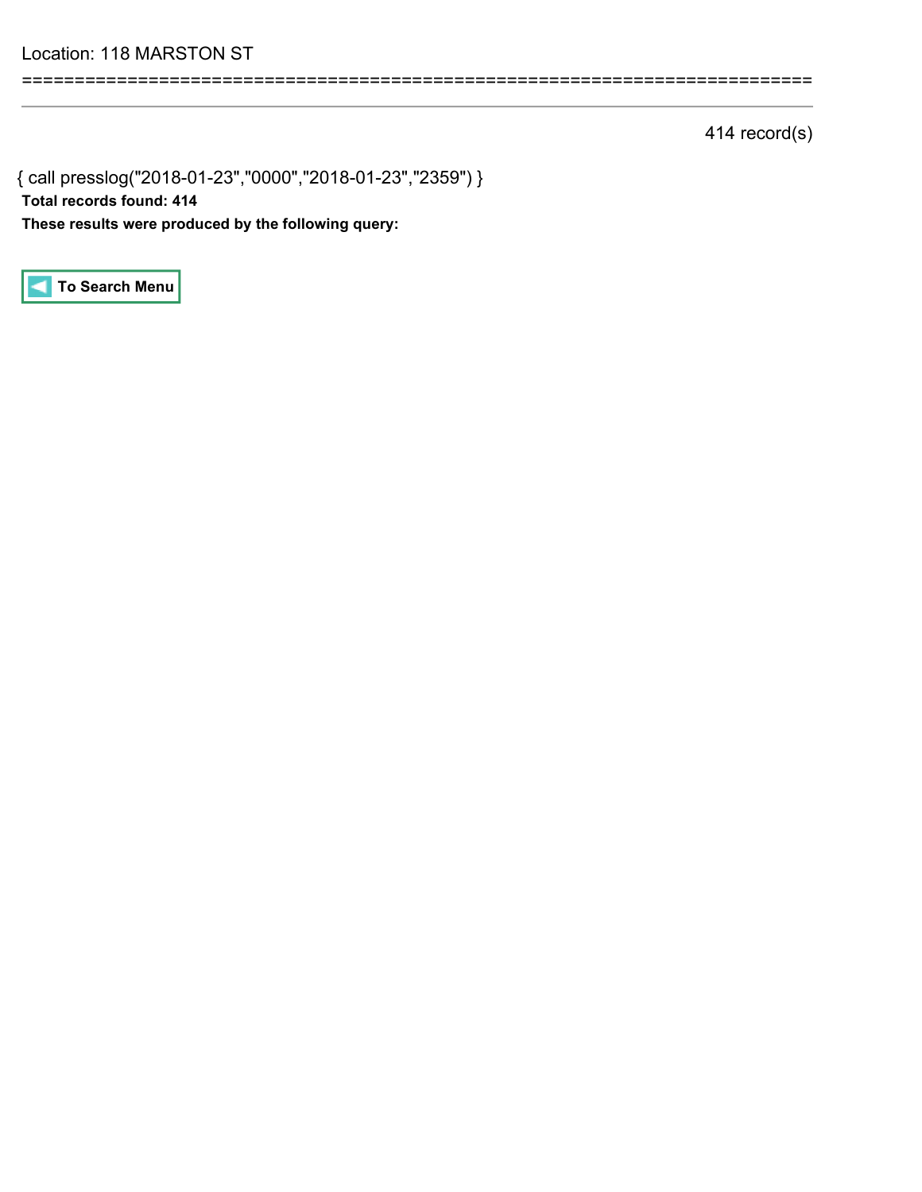Location: 118 MARSTON ST

==========================================================================

414 record(s)

{ call presslog("2018-01-23","0000","2018-01-23","2359") }

**Total records found: 414**

**These results were produced by the following query:**

**To Search Menu**